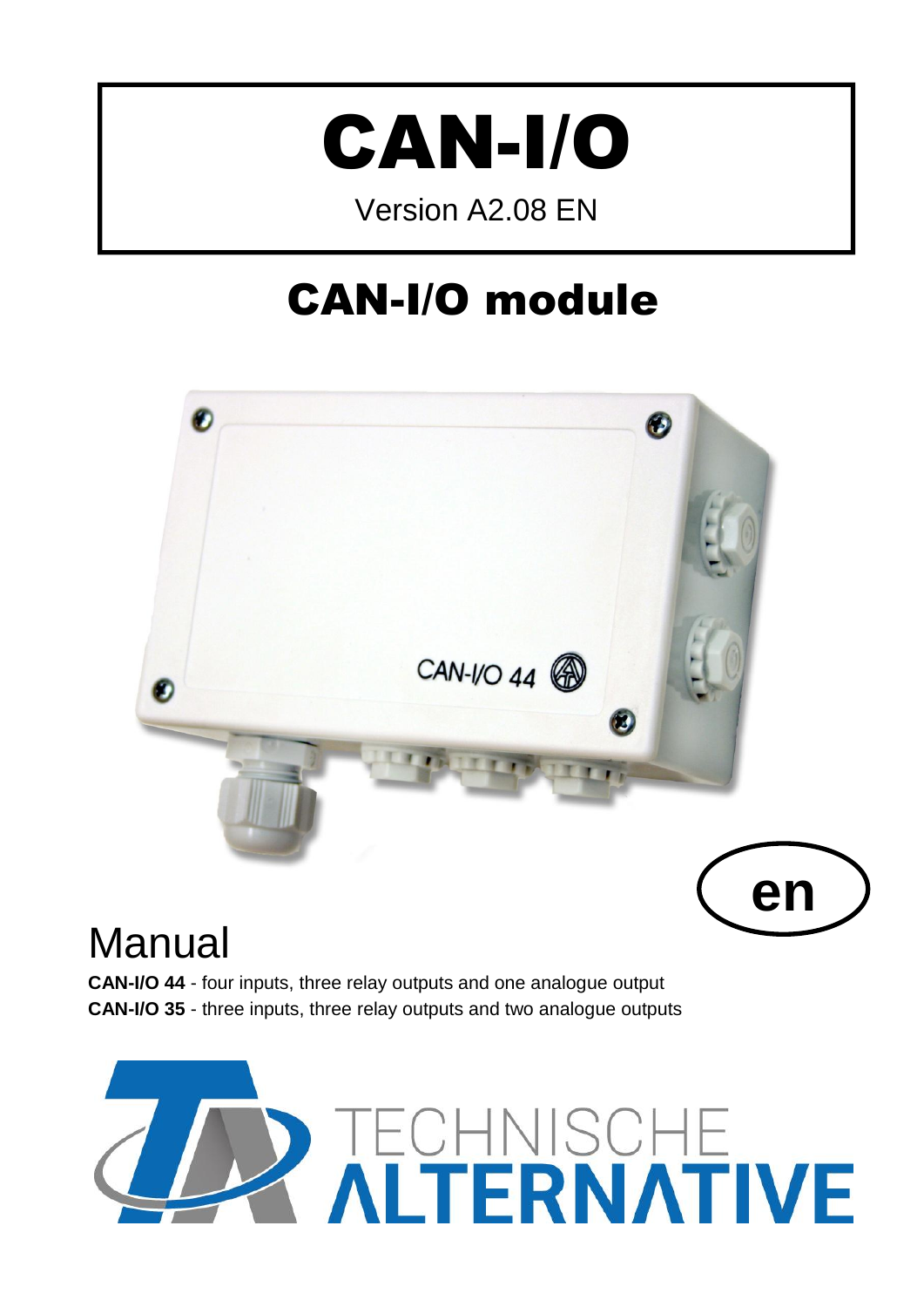# CAN-I/O

Version A2.08 EN

## CAN-I/O module

en

# Manual

**CAN-I/O 44** - four inputs, three relay outputs and one analogue output
**CAN-I/O 35** - three inputs, three relay outputs and two analogue outputs

TECHNISCHE ALTERNATIVE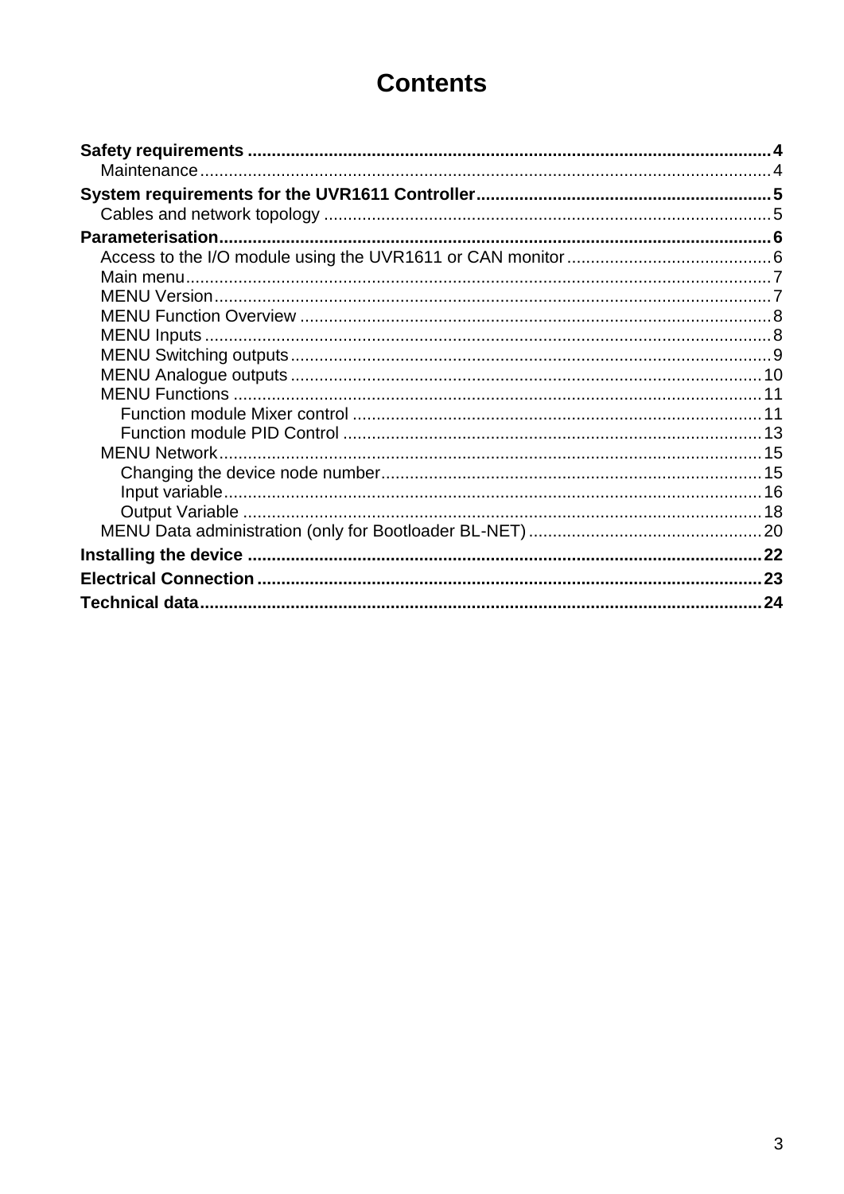# Contents

**Safety requirements** ..... **4**
- Maintenance ..... 4

**System requirements for the UVR1611 Controller** ..... **5**
- Cables and network topology ..... 5

**Parameterisation** ..... **6**
- Access to the I/O module using the UVR1611 or CAN monitor ..... 6
- Main menu ..... 7
- MENU Version ..... 7
- MENU Function Overview ..... 8
- MENU Inputs ..... 8
- MENU Switching outputs ..... 9
- MENU Analogue outputs ..... 10
- MENU Functions ..... 11
  - Function module Mixer control ..... 11
  - Function module PID Control ..... 13
- MENU Network ..... 15
  - Changing the device node number ..... 15
  - Input variable ..... 16
  - Output Variable ..... 18
- MENU Data administration (only for Bootloader BL-NET) ..... 20

**Installing the device** ..... **22**

**Electrical Connection** ..... **23**

**Technical data** ..... **24**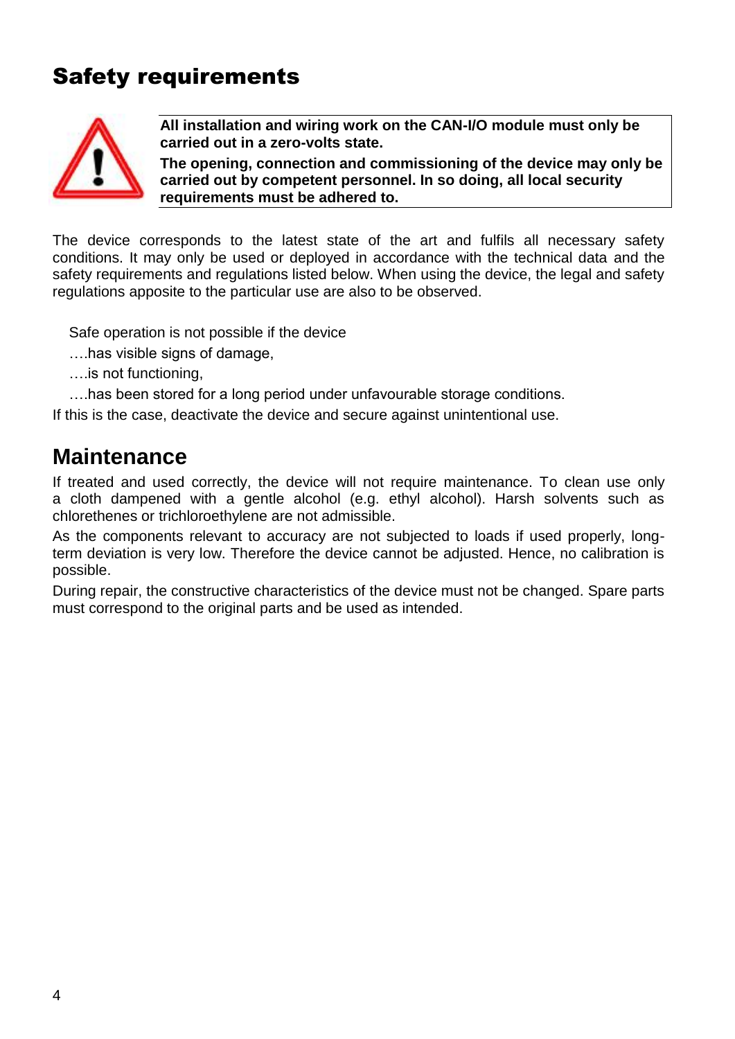# Safety requirements

**All installation and wiring work on the CAN-I/O module must only be carried out in a zero-volts state.**

**The opening, connection and commissioning of the device may only be carried out by competent personnel. In so doing, all local security requirements must be adhered to.**

The device corresponds to the latest state of the art and fulfils all necessary safety conditions. It may only be used or deployed in accordance with the technical data and the safety requirements and regulations listed below. When using the device, the legal and safety regulations apposite to the particular use are also to be observed.

Safe operation is not possible if the device

….has visible signs of damage,

….is not functioning,

….has been stored for a long period under unfavourable storage conditions.

If this is the case, deactivate the device and secure against unintentional use.

## Maintenance

If treated and used correctly, the device will not require maintenance. To clean use only a cloth dampened with a gentle alcohol (e.g. ethyl alcohol). Harsh solvents such as chlorethenes or trichloroethylene are not admissible.

As the components relevant to accuracy are not subjected to loads if used properly, long-term deviation is very low. Therefore the device cannot be adjusted. Hence, no calibration is possible.

During repair, the constructive characteristics of the device must not be changed. Spare parts must correspond to the original parts and be used as intended.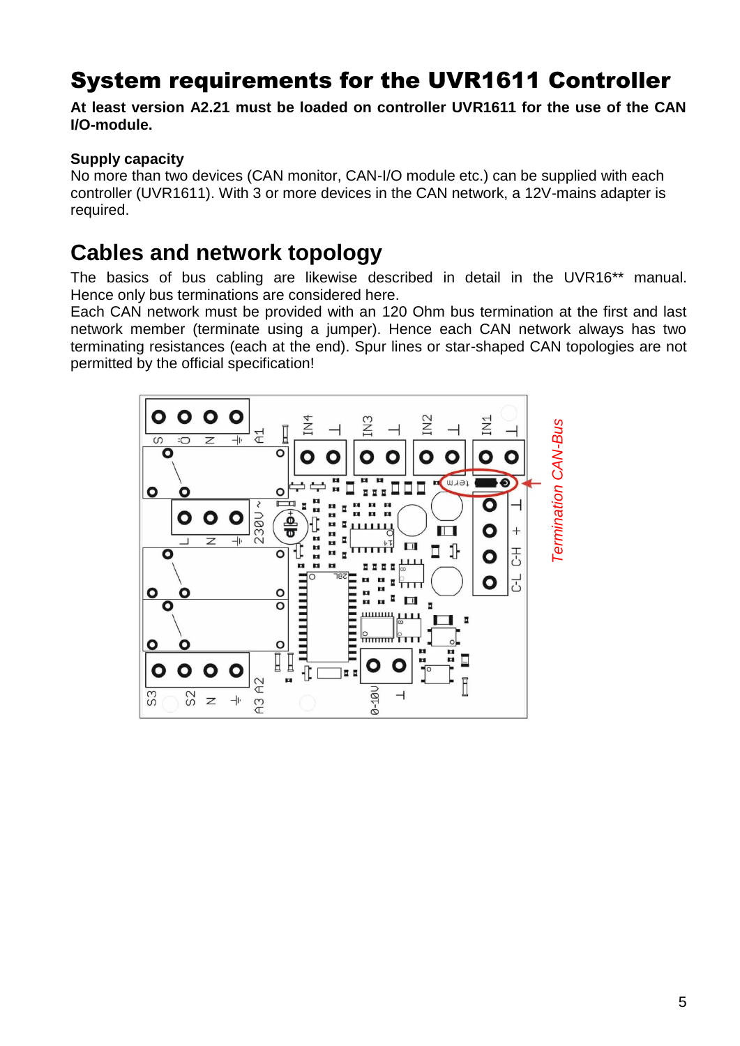# System requirements for the UVR1611 Controller

**At least version A2.21 must be loaded on controller UVR1611 for the use of the CAN I/O-module.**

**Supply capacity**

No more than two devices (CAN monitor, CAN-I/O module etc.) can be supplied with each controller (UVR1611). With 3 or more devices in the CAN network, a 12V-mains adapter is required.

# Cables and network topology

The basics of bus cabling are likewise described in detail in the UVR16** manual. Hence only bus terminations are considered here.

Each CAN network must be provided with an 120 Ohm bus termination at the first and last network member (terminate using a jumper). Hence each CAN network always has two terminating resistances (each at the end). Spur lines or star-shaped CAN topologies are not permitted by the official specification!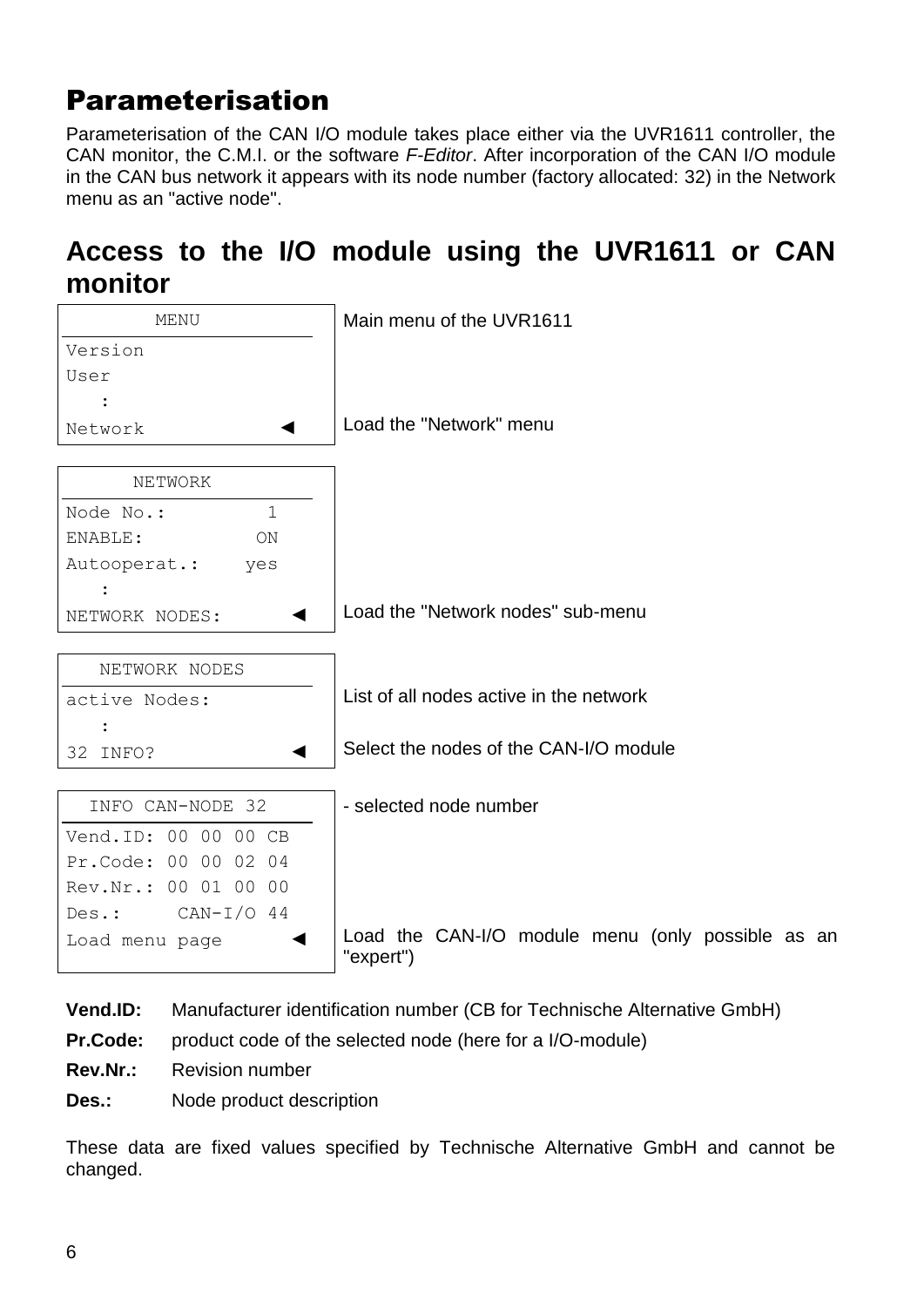# Parameterisation

Parameterisation of the CAN I/O module takes place either via the UVR1611 controller, the CAN monitor, the C.M.I. or the software *F-Editor*. After incorporation of the CAN I/O module in the CAN bus network it appears with its node number (factory allocated: 32) in the Network menu as an "active node".

## Access to the I/O module using the UVR1611 or CAN monitor

```
        MENU
Version
User
   :
Network              ◄
```

Main menu of the UVR1611

Load the "Network" menu

```
      NETWORK
Node No.:          1
ENABLE:           ON
Autooperat.:     yes
   :
NETWORK NODES:       ◄
```

Load the "Network nodes" sub-menu

```
   NETWORK NODES
active Nodes:
   :
32 INFO?             ◄
```

List of all nodes active in the network

Select the nodes of the CAN-I/O module

```
  INFO CAN-NODE 32
Vend.ID: 00 00 00 CB
Pr.Code: 00 00 02 04
Rev.Nr.: 00 01 00 00
Des.:      CAN-I/O 44
Load menu page       ◄
```

- selected node number

Load the CAN-I/O module menu (only possible as an "expert")

**Vend.ID:** Manufacturer identification number (CB for Technische Alternative GmbH)

**Pr.Code:** product code of the selected node (here for a I/O-module)

**Rev.Nr.:** Revision number

**Des.:** Node product description

These data are fixed values specified by Technische Alternative GmbH and cannot be changed.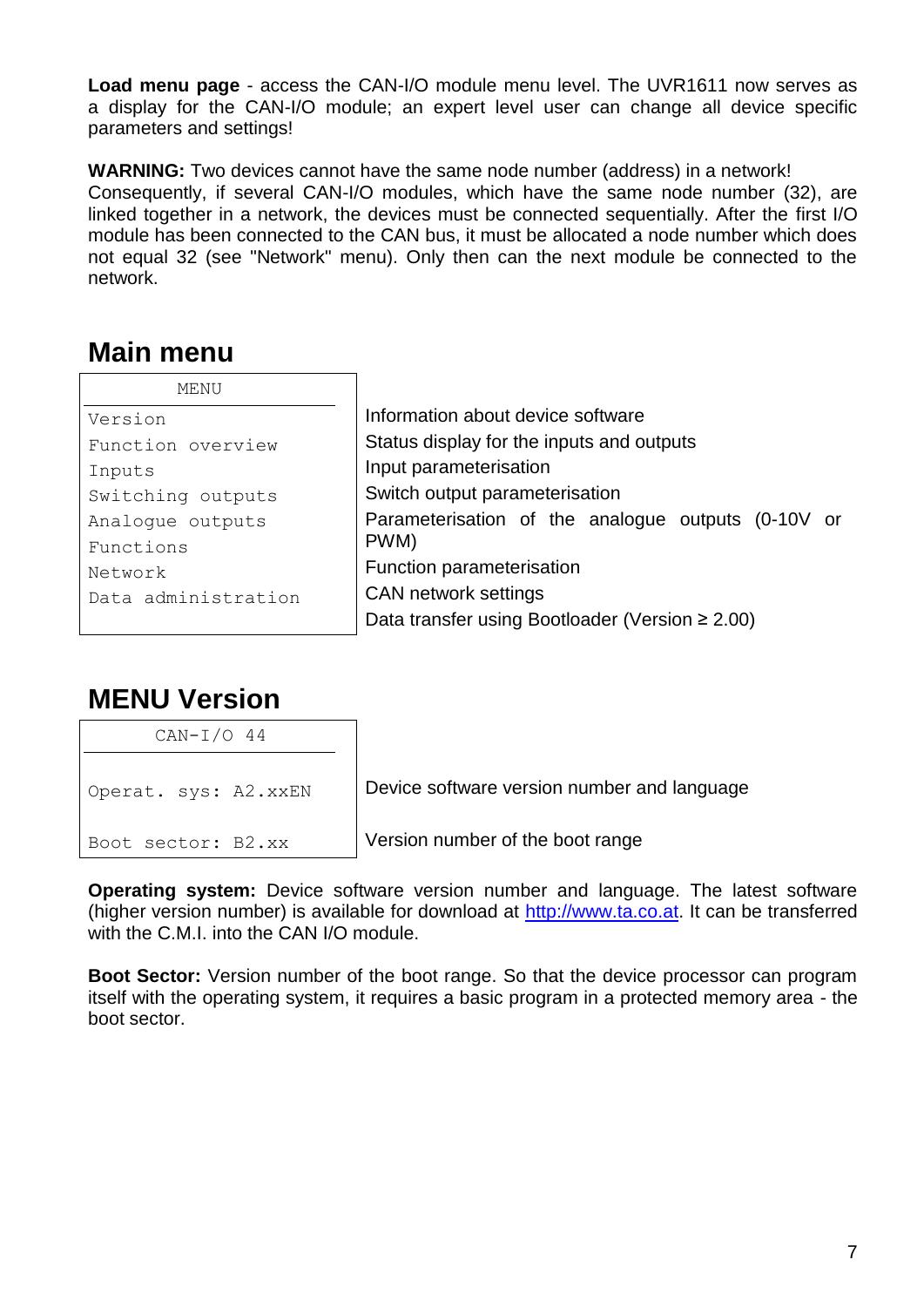**Load menu page** - access the CAN-I/O module menu level. The UVR1611 now serves as a display for the CAN-I/O module; an expert level user can change all device specific parameters and settings!

**WARNING:** Two devices cannot have the same node number (address) in a network!
Consequently, if several CAN-I/O modules, which have the same node number (32), are linked together in a network, the devices must be connected sequentially. After the first I/O module has been connected to the CAN bus, it must be allocated a node number which does not equal 32 (see "Network" menu). Only then can the next module be connected to the network.

## Main menu

| MENU | |
|---|---|
| Version | Information about device software |
| Function overview | Status display for the inputs and outputs |
| Inputs | Input parameterisation |
| Switching outputs | Switch output parameterisation |
| Analogue outputs | Parameterisation of the analogue outputs (0-10V or PWM) |
| Functions | Function parameterisation |
| Network | CAN network settings |
| Data administration | Data transfer using Bootloader (Version ≥ 2.00) |

## MENU Version

| CAN-I/O 44 | |
|---|---|
| Operat. sys: A2.xxEN | Device software version number and language |
| Boot sector: B2.xx | Version number of the boot range |

**Operating system:** Device software version number and language. The latest software (higher version number) is available for download at http://www.ta.co.at. It can be transferred with the C.M.I. into the CAN I/O module.

**Boot Sector:** Version number of the boot range. So that the device processor can program itself with the operating system, it requires a basic program in a protected memory area - the boot sector.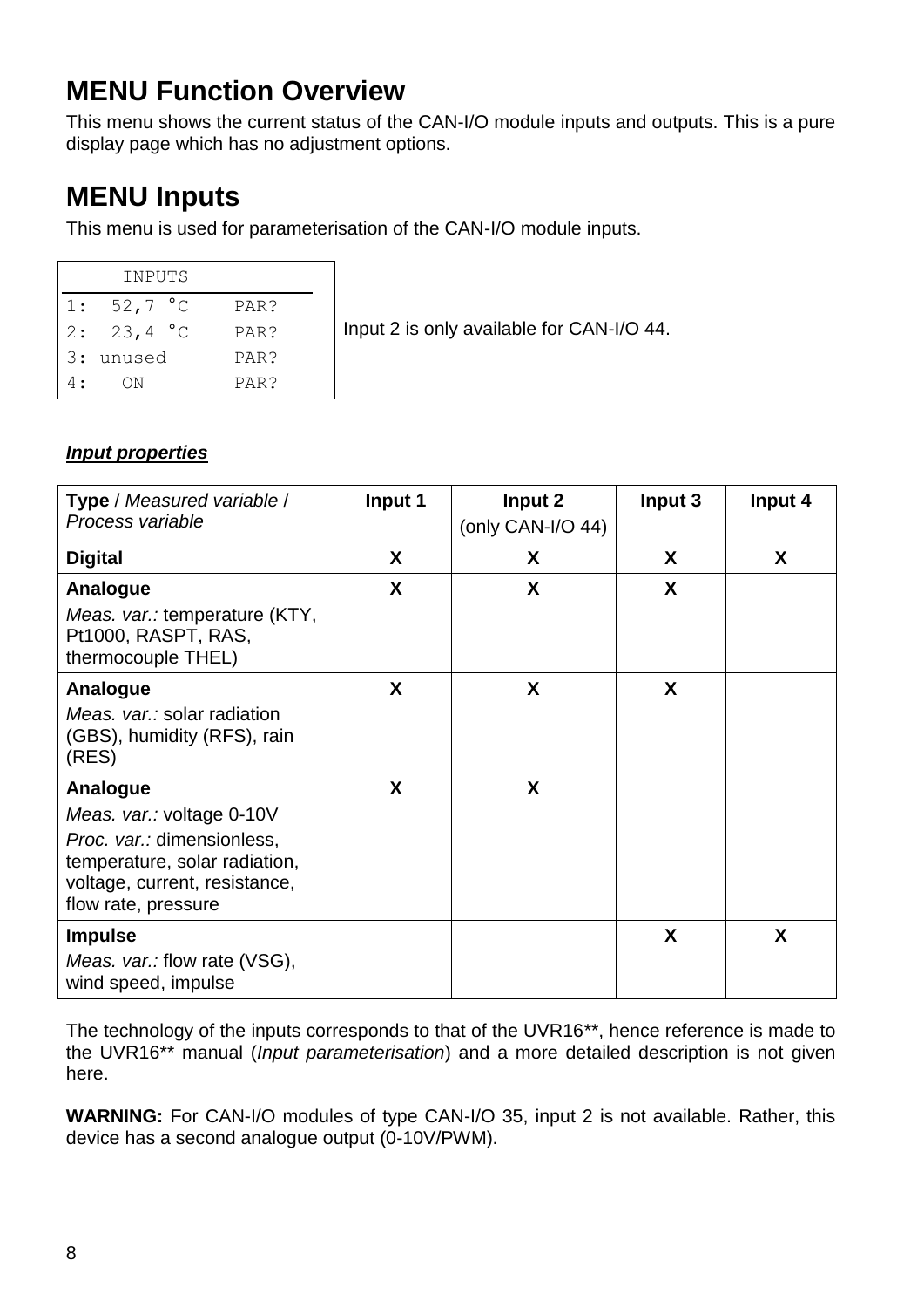# MENU Function Overview

This menu shows the current status of the CAN-I/O module inputs and outputs. This is a pure display page which has no adjustment options.

# MENU Inputs

This menu is used for parameterisation of the CAN-I/O module inputs.

```
     INPUTS
1:  52,7 °C    PAR?
2:  23,4 °C    PAR?
3: unused      PAR?
4:   ON        PAR?
```

Input 2 is only available for CAN-I/O 44.

***Input properties***

| **Type** / *Measured variable* / *Process variable* | **Input 1** | **Input 2** (only CAN-I/O 44) | **Input 3** | **Input 4** |
|---|---|---|---|---|
| **Digital** | **X** | **X** | **X** | **X** |
| **Analogue** *Meas. var.:* temperature (KTY, Pt1000, RASPT, RAS, thermocouple THEL) | **X** | **X** | **X** | |
| **Analogue** *Meas. var.:* solar radiation (GBS), humidity (RFS), rain (RES) | **X** | **X** | **X** | |
| **Analogue** *Meas. var.:* voltage 0-10V *Proc. var.:* dimensionless, temperature, solar radiation, voltage, current, resistance, flow rate, pressure | **X** | **X** | | |
| **Impulse** *Meas. var.:* flow rate (VSG), wind speed, impulse | | | **X** | **X** |

The technology of the inputs corresponds to that of the UVR16**, hence reference is made to the UVR16** manual (*Input parameterisation*) and a more detailed description is not given here.

**WARNING:** For CAN-I/O modules of type CAN-I/O 35, input 2 is not available. Rather, this device has a second analogue output (0-10V/PWM).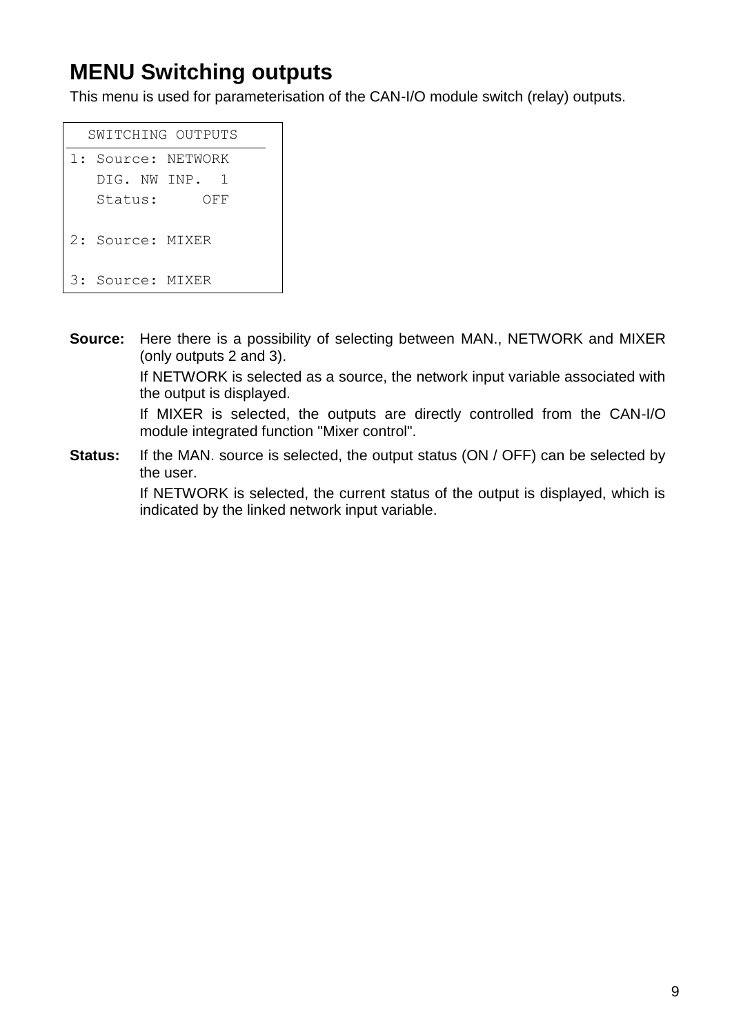# MENU Switching outputs

This menu is used for parameterisation of the CAN-I/O module switch (relay) outputs.

```
  SWITCHING OUTPUTS
1: Source: NETWORK
   DIG. NW INP.  1
   Status:     OFF

2: Source: MIXER

3: Source: MIXER
```

**Source:** Here there is a possibility of selecting between MAN., NETWORK and MIXER (only outputs 2 and 3).

If NETWORK is selected as a source, the network input variable associated with the output is displayed.

If MIXER is selected, the outputs are directly controlled from the CAN-I/O module integrated function "Mixer control".

**Status:** If the MAN. source is selected, the output status (ON / OFF) can be selected by the user.

If NETWORK is selected, the current status of the output is displayed, which is indicated by the linked network input variable.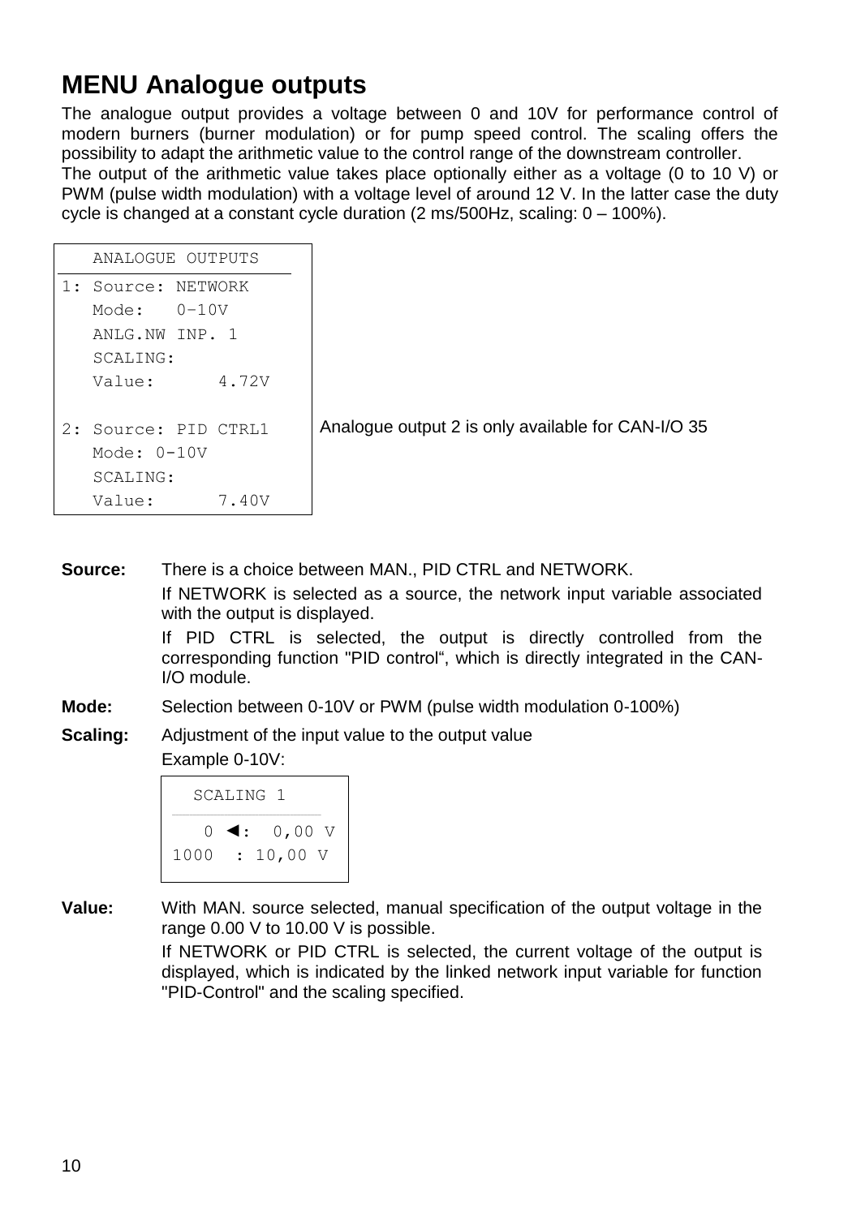# MENU Analogue outputs

The analogue output provides a voltage between 0 and 10V for performance control of modern burners (burner modulation) or for pump speed control. The scaling offers the possibility to adapt the arithmetic value to the control range of the downstream controller.
The output of the arithmetic value takes place optionally either as a voltage (0 to 10 V) or PWM (pulse width modulation) with a voltage level of around 12 V. In the latter case the duty cycle is changed at a constant cycle duration (2 ms/500Hz, scaling: 0 – 100%).

```
   ANALOGUE OUTPUTS
1: Source: NETWORK
   Mode:   0-10V
   ANLG.NW INP. 1
   SCALING:
   Value:      4.72V

2: Source: PID CTRL1
   Mode: 0-10V
   SCALING:
   Value:      7.40V
```

Analogue output 2 is only available for CAN-I/O 35

**Source:** There is a choice between MAN., PID CTRL and NETWORK.

If NETWORK is selected as a source, the network input variable associated with the output is displayed.

If PID CTRL is selected, the output is directly controlled from the corresponding function "PID control“, which is directly integrated in the CAN-I/O module.

**Mode:** Selection between 0-10V or PWM (pulse width modulation 0-100%)

**Scaling:** Adjustment of the input value to the output value

Example 0-10V:

```
  SCALING 1
    0 ◄:  0,00 V
 1000  : 10,00 V
```

**Value:** With MAN. source selected, manual specification of the output voltage in the range 0.00 V to 10.00 V is possible.

If NETWORK or PID CTRL is selected, the current voltage of the output is displayed, which is indicated by the linked network input variable for function "PID-Control" and the scaling specified.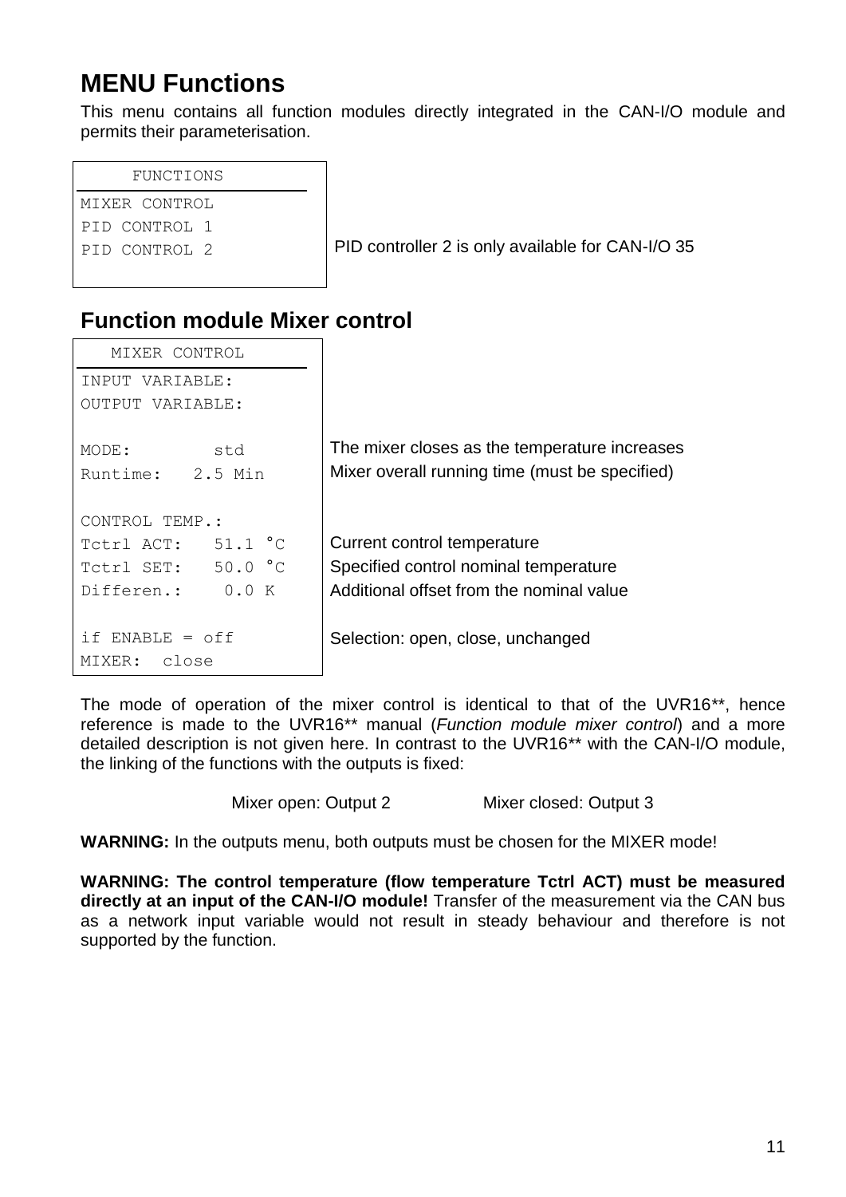# MENU Functions

This menu contains all function modules directly integrated in the CAN-I/O module and permits their parameterisation.

```
     FUNCTIONS
MIXER CONTROL
PID CONTROL 1
PID CONTROL 2
```

PID controller 2 is only available for CAN-I/O 35

## Function module Mixer control

| MIXER CONTROL | |
|---|---|
| INPUT VARIABLE: | |
| OUTPUT VARIABLE: | |
| MODE: std | The mixer closes as the temperature increases |
| Runtime: 2.5 Min | Mixer overall running time (must be specified) |
| CONTROL TEMP.: | |
| Tctrl ACT: 51.1 °C | Current control temperature |
| Tctrl SET: 50.0 °C | Specified control nominal temperature |
| Differen.: 0.0 K | Additional offset from the nominal value |
| if ENABLE = off | Selection: open, close, unchanged |
| MIXER: close | |

The mode of operation of the mixer control is identical to that of the UVR16**, hence reference is made to the UVR16** manual (*Function module mixer control*) and a more detailed description is not given here. In contrast to the UVR16** with the CAN-I/O module, the linking of the functions with the outputs is fixed:

Mixer open: Output 2 Mixer closed: Output 3

**WARNING:** In the outputs menu, both outputs must be chosen for the MIXER mode!

**WARNING: The control temperature (flow temperature Tctrl ACT) must be measured directly at an input of the CAN-I/O module!** Transfer of the measurement via the CAN bus as a network input variable would not result in steady behaviour and therefore is not supported by the function.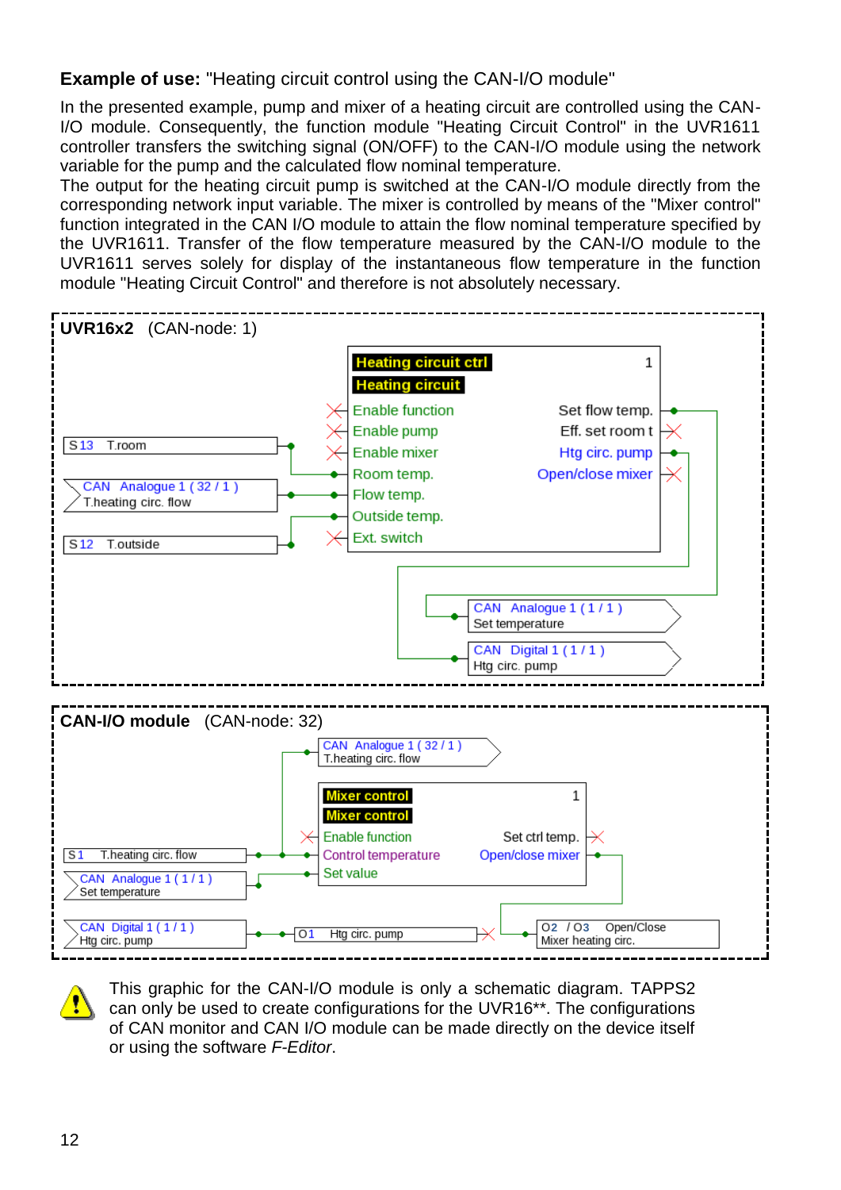**Example of use:** "Heating circuit control using the CAN-I/O module"

In the presented example, pump and mixer of a heating circuit are controlled using the CAN-I/O module. Consequently, the function module "Heating Circuit Control" in the UVR1611 controller transfers the switching signal (ON/OFF) to the CAN-I/O module using the network variable for the pump and the calculated flow nominal temperature.
The output for the heating circuit pump is switched at the CAN-I/O module directly from the corresponding network input variable. The mixer is controlled by means of the "Mixer control" function integrated in the CAN I/O module to attain the flow nominal temperature specified by the UVR1611. Transfer of the flow temperature measured by the CAN-I/O module to the UVR1611 serves solely for display of the instantaneous flow temperature in the function module "Heating Circuit Control" and therefore is not absolutely necessary.

**UVR16x2** (CAN-node: 1)

- Heating circuit ctrl / Heating circuit (1)
  - Inputs: Enable function, Enable pump, Enable mixer, Room temp. (S13 T.room), Flow temp. (CAN Analogue 1 (32 / 1) T.heating circ. flow), Outside temp. (S12 T.outside), Ext. switch
  - Outputs: Set flow temp. → CAN Analogue 1 (1 / 1) Set temperature; Eff. set room t; Htg circ. pump → CAN Digital 1 (1 / 1) Htg circ. pump; Open/close mixer

**CAN-I/O module** (CAN-node: 32)

- S1 T.heating circ. flow → CAN Analogue 1 (32 / 1) T.heating circ. flow
- Mixer control / Mixer control (1)
  - Inputs: Enable function, Control temperature (S1 T.heating circ. flow), Set value (CAN Analogue 1 (1 / 1) Set temperature)
  - Outputs: Set ctrl temp., Open/close mixer → O2 / O3 Open/Close Mixer heating circ.
- CAN Digital 1 (1 / 1) Htg circ. pump → O1 Htg circ. pump

This graphic for the CAN-I/O module is only a schematic diagram. TAPPS2 can only be used to create configurations for the UVR16**. The configurations of CAN monitor and CAN I/O module can be made directly on the device itself or using the software *F-Editor*.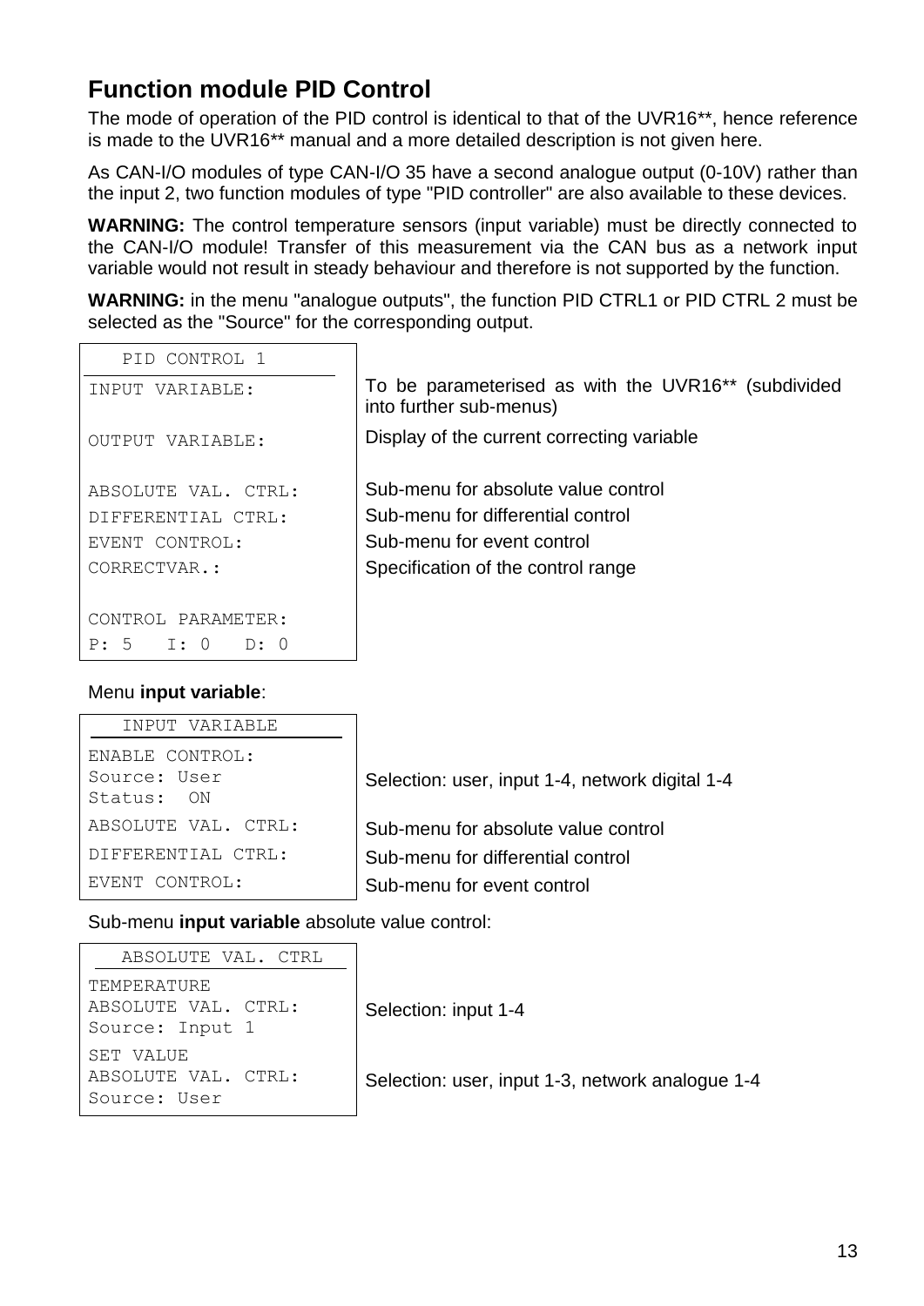## Function module PID Control

The mode of operation of the PID control is identical to that of the UVR16**, hence reference is made to the UVR16** manual and a more detailed description is not given here.

As CAN-I/O modules of type CAN-I/O 35 have a second analogue output (0-10V) rather than the input 2, two function modules of type "PID controller" are also available to these devices.

**WARNING:** The control temperature sensors (input variable) must be directly connected to the CAN-I/O module! Transfer of this measurement via the CAN bus as a network input variable would not result in steady behaviour and therefore is not supported by the function.

**WARNING:** in the menu "analogue outputs", the function PID CTRL1 or PID CTRL 2 must be selected as the "Source" for the corresponding output.

| PID CONTROL 1 | |
|---|---|
| INPUT VARIABLE: | To be parameterised as with the UVR16** (subdivided into further sub-menus) |
| OUTPUT VARIABLE: | Display of the current correcting variable |
| ABSOLUTE VAL. CTRL: | Sub-menu for absolute value control |
| DIFFERENTIAL CTRL: | Sub-menu for differential control |
| EVENT CONTROL: | Sub-menu for event control |
| CORRECTVAR.: | Specification of the control range |
| CONTROL PARAMETER:<br>P: 5 I: 0 D: 0 | |

Menu **input variable**:

| INPUT VARIABLE | |
|---|---|
| ENABLE CONTROL:<br>Source: User<br>Status: ON | Selection: user, input 1-4, network digital 1-4 |
| ABSOLUTE VAL. CTRL: | Sub-menu for absolute value control |
| DIFFERENTIAL CTRL: | Sub-menu for differential control |
| EVENT CONTROL: | Sub-menu for event control |

Sub-menu **input variable** absolute value control:

| ABSOLUTE VAL. CTRL | |
|---|---|
| TEMPERATURE<br>ABSOLUTE VAL. CTRL:<br>Source: Input 1 | Selection: input 1-4 |
| SET VALUE<br>ABSOLUTE VAL. CTRL:<br>Source: User | Selection: user, input 1-3, network analogue 1-4 |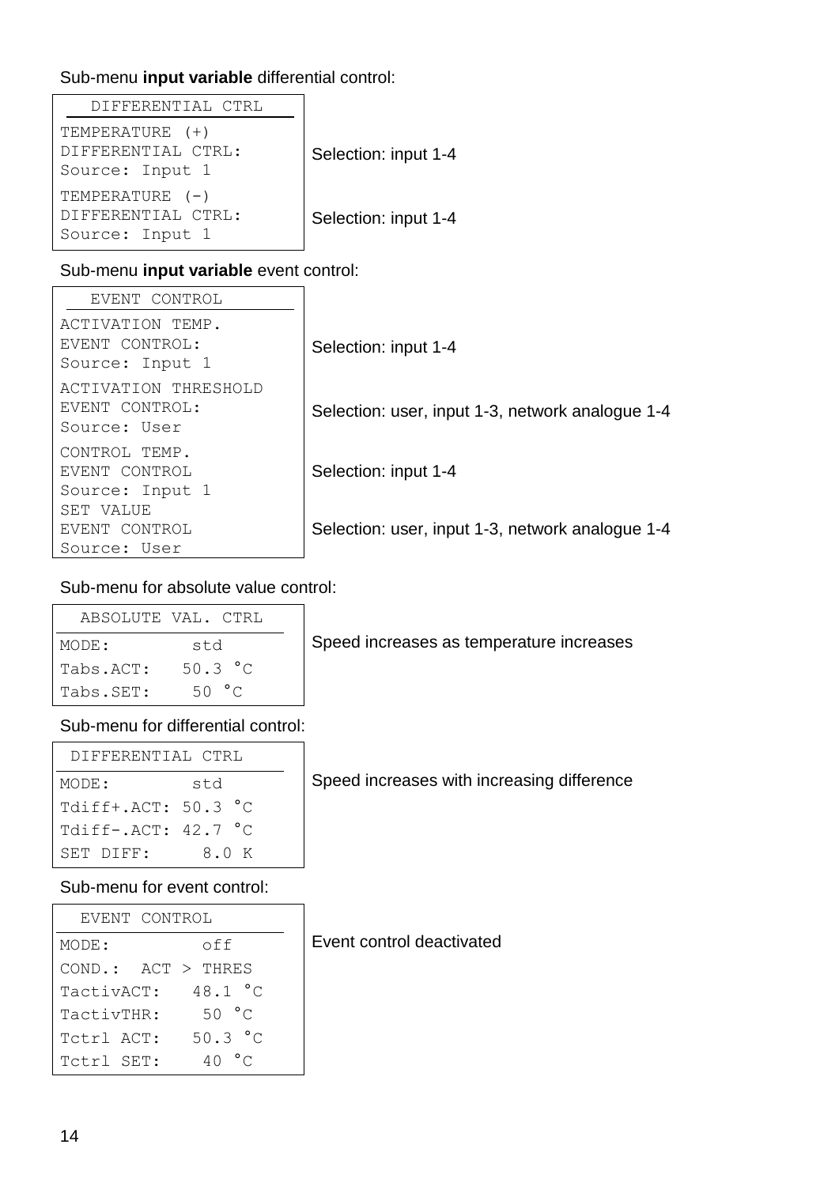Sub-menu **input variable** differential control:

```
   DIFFERENTIAL CTRL
TEMPERATURE (+)
DIFFERENTIAL CTRL:
Source: Input 1
TEMPERATURE (-)
DIFFERENTIAL CTRL:
Source: Input 1
```

| Menu entry | Description |
|---|---|
| TEMPERATURE (+) DIFFERENTIAL CTRL: Source: Input 1 | Selection: input 1-4 |
| TEMPERATURE (-) DIFFERENTIAL CTRL: Source: Input 1 | Selection: input 1-4 |

Sub-menu **input variable** event control:

```
   EVENT CONTROL
ACTIVATION TEMP.
EVENT CONTROL:
Source: Input 1
ACTIVATION THRESHOLD
EVENT CONTROL:
Source: User
CONTROL TEMP.
EVENT CONTROL
Source: Input 1
SET VALUE
EVENT CONTROL
Source: User
```

| Menu entry | Description |
|---|---|
| ACTIVATION TEMP. EVENT CONTROL: Source: Input 1 | Selection: input 1-4 |
| ACTIVATION THRESHOLD EVENT CONTROL: Source: User | Selection: user, input 1-3, network analogue 1-4 |
| CONTROL TEMP. EVENT CONTROL Source: Input 1 | Selection: input 1-4 |
| SET VALUE EVENT CONTROL Source: User | Selection: user, input 1-3, network analogue 1-4 |

Sub-menu for absolute value control:

```
  ABSOLUTE VAL. CTRL
MODE:        std
Tabs.ACT:   50.3 °C
Tabs.SET:    50 °C
```

Speed increases as temperature increases

Sub-menu for differential control:

```
 DIFFERENTIAL CTRL
MODE:        std
Tdiff+.ACT: 50.3 °C
Tdiff-.ACT: 42.7 °C
SET DIFF:     8.0 K
```

Speed increases with increasing difference

Sub-menu for event control:

```
  EVENT CONTROL
MODE:         off
COND.:  ACT > THRES
TactivACT:   48.1 °C
TactivTHR:    50 °C
Tctrl ACT:   50.3 °C
Tctrl SET:    40 °C
```

Event control deactivated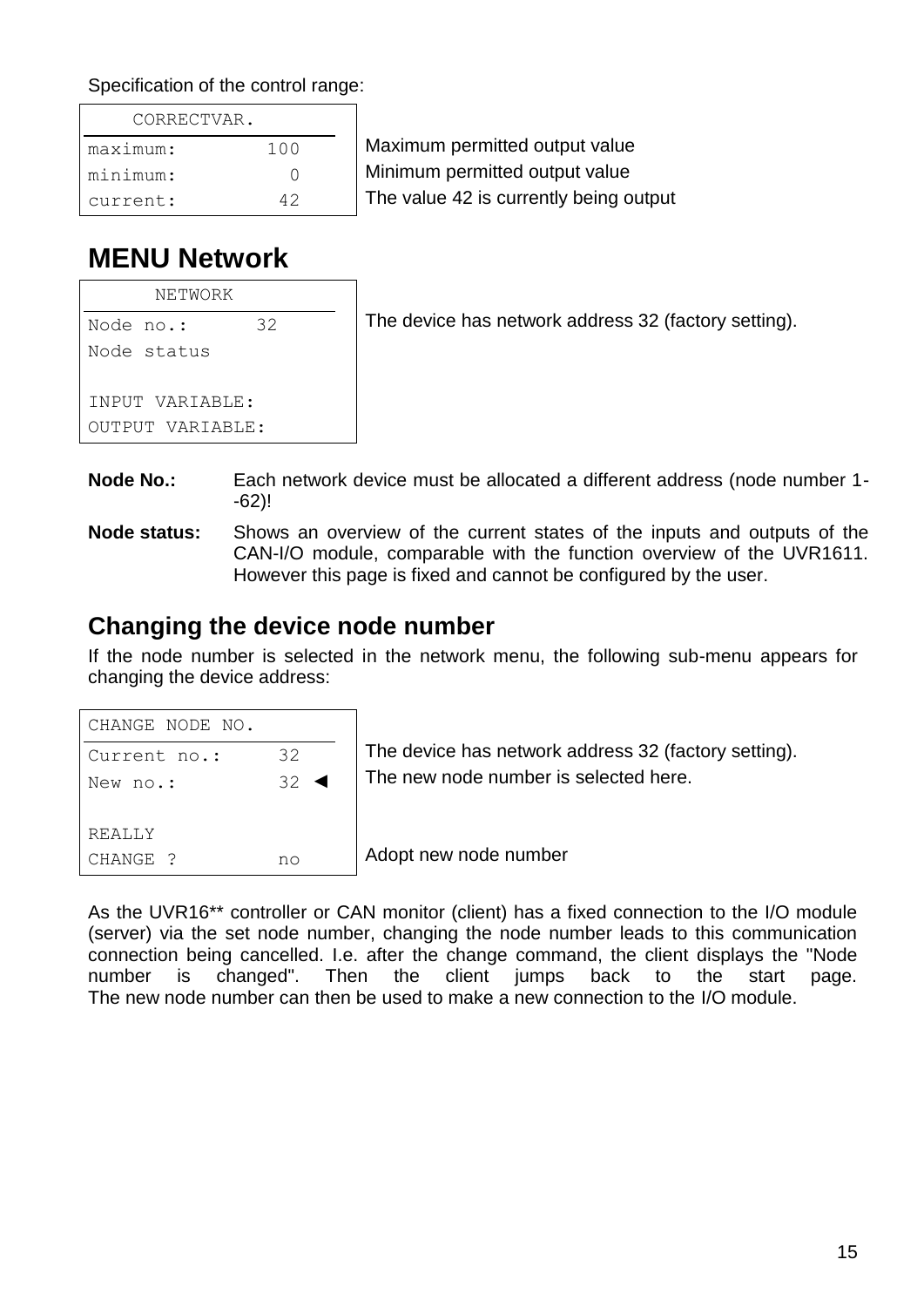Specification of the control range:

| CORRECTVAR. | | |
|---|---|---|
| maximum: | 100 | Maximum permitted output value |
| minimum: | 0 | Minimum permitted output value |
| current: | 42 | The value 42 is currently being output |

# MENU Network

| NETWORK | | |
|---|---|---|
| Node no.: | 32 | The device has network address 32 (factory setting). |
| Node status | | |
| | | |
| INPUT VARIABLE: | | |
| OUTPUT VARIABLE: | | |

**Node No.:** Each network device must be allocated a different address (node number 1--62)!

**Node status:** Shows an overview of the current states of the inputs and outputs of the CAN-I/O module, comparable with the function overview of the UVR1611. However this page is fixed and cannot be configured by the user.

## Changing the device node number

If the node number is selected in the network menu, the following sub-menu appears for changing the device address:

| CHANGE NODE NO. | | |
|---|---|---|
| Current no.: | 32 | The device has network address 32 (factory setting). |
| New no.: | 32 ◄ | The new node number is selected here. |
| | | |
| REALLY | | |
| CHANGE ? | no | Adopt new node number |

As the UVR16** controller or CAN monitor (client) has a fixed connection to the I/O module (server) via the set node number, changing the node number leads to this communication connection being cancelled. I.e. after the change command, the client displays the "Node number is changed". Then the client jumps back to the start page.
The new node number can then be used to make a new connection to the I/O module.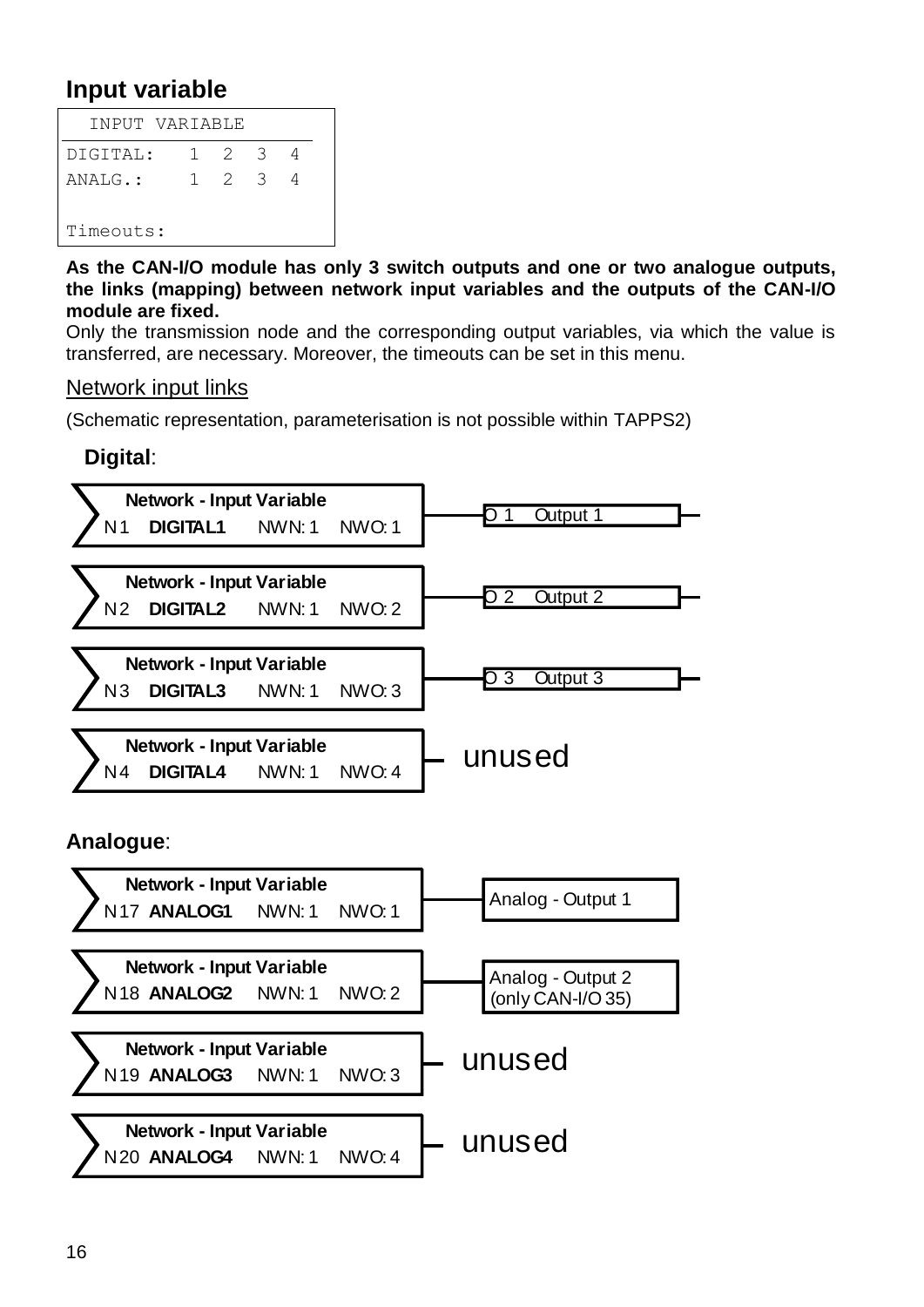## Input variable

```
  INPUT VARIABLE
DIGITAL:    1  2  3  4
ANALG.:     1  2  3  4

Timeouts:
```

**As the CAN-I/O module has only 3 switch outputs and one or two analogue outputs, the links (mapping) between network input variables and the outputs of the CAN-I/O module are fixed.**

Only the transmission node and the corresponding output variables, via which the value is transferred, are necessary. Moreover, the timeouts can be set in this menu.

### Network input links

(Schematic representation, parameterisation is not possible within TAPPS2)

**Digital**:

| Network - Input Variable | | | | Output |
|---|---|---|---|---|
| N1 | **DIGITAL1** | NWN: 1 | NWO: 1 | O 1 Output 1 |
| N2 | **DIGITAL2** | NWN: 1 | NWO: 2 | O 2 Output 2 |
| N3 | **DIGITAL3** | NWN: 1 | NWO: 3 | O 3 Output 3 |
| N4 | **DIGITAL4** | NWN: 1 | NWO: 4 | unused |

**Analogue**:

| Network - Input Variable | | | | Output |
|---|---|---|---|---|
| N17 | **ANALOG1** | NWN: 1 | NWO: 1 | Analog - Output 1 |
| N18 | **ANALOG2** | NWN: 1 | NWO: 2 | Analog - Output 2 (only CAN-I/O 35) |
| N19 | **ANALOG3** | NWN: 1 | NWO: 3 | unused |
| N20 | **ANALOG4** | NWN: 1 | NWO: 4 | unused |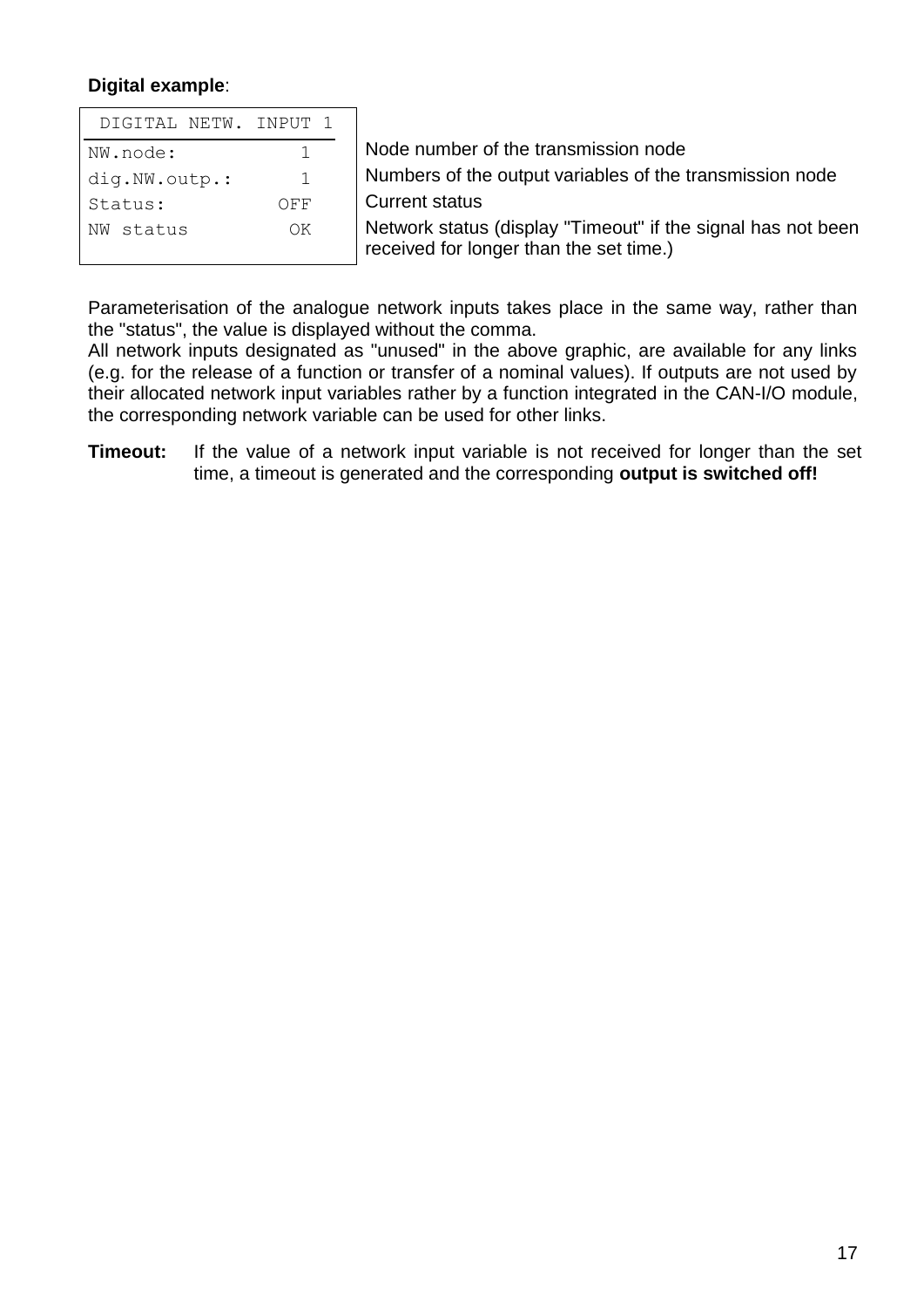**Digital example**:

| DIGITAL NETW. INPUT 1 | | |
|---|---|---|
| NW.node: | 1 | Node number of the transmission node |
| dig.NW.outp.: | 1 | Numbers of the output variables of the transmission node |
| Status: | OFF | Current status |
| NW status | OK | Network status (display "Timeout" if the signal has not been received for longer than the set time.) |

Parameterisation of the analogue network inputs takes place in the same way, rather than the "status", the value is displayed without the comma.

All network inputs designated as "unused" in the above graphic, are available for any links (e.g. for the release of a function or transfer of a nominal values). If outputs are not used by their allocated network input variables rather by a function integrated in the CAN-I/O module, the corresponding network variable can be used for other links.

**Timeout:** If the value of a network input variable is not received for longer than the set time, a timeout is generated and the corresponding **output is switched off!**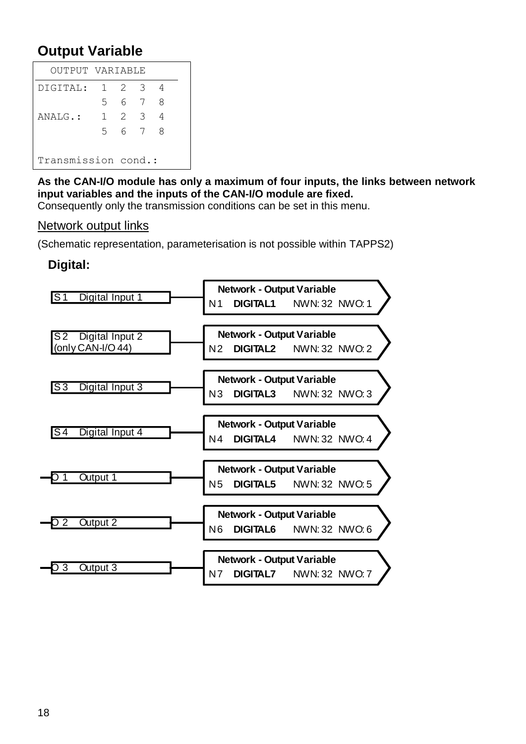## Output Variable

```
  OUTPUT VARIABLE
DIGITAL:  1  2  3  4
          5  6  7  8
ANALG.:   1  2  3  4
          5  6  7  8

Transmission cond.:
```

**As the CAN-I/O module has only a maximum of four inputs, the links between network input variables and the inputs of the CAN-I/O module are fixed.**
Consequently only the transmission conditions can be set in this menu.

<u>Network output links</u>

(Schematic representation, parameterisation is not possible within TAPPS2)

**Digital:**

| Source | Network - Output Variable |
|---|---|
| S1 Digital Input 1 | N1 **DIGITAL1** NWN: 32 NWO: 1 |
| S2 Digital Input 2 (only CAN-I/O 44) | N2 **DIGITAL2** NWN: 32 NWO: 2 |
| S3 Digital Input 3 | N3 **DIGITAL3** NWN: 32 NWO: 3 |
| S4 Digital Input 4 | N4 **DIGITAL4** NWN: 32 NWO: 4 |
| O1 Output 1 | N5 **DIGITAL5** NWN: 32 NWO: 5 |
| O2 Output 2 | N6 **DIGITAL6** NWN: 32 NWO: 6 |
| O3 Output 3 | N7 **DIGITAL7** NWN: 32 NWO: 7 |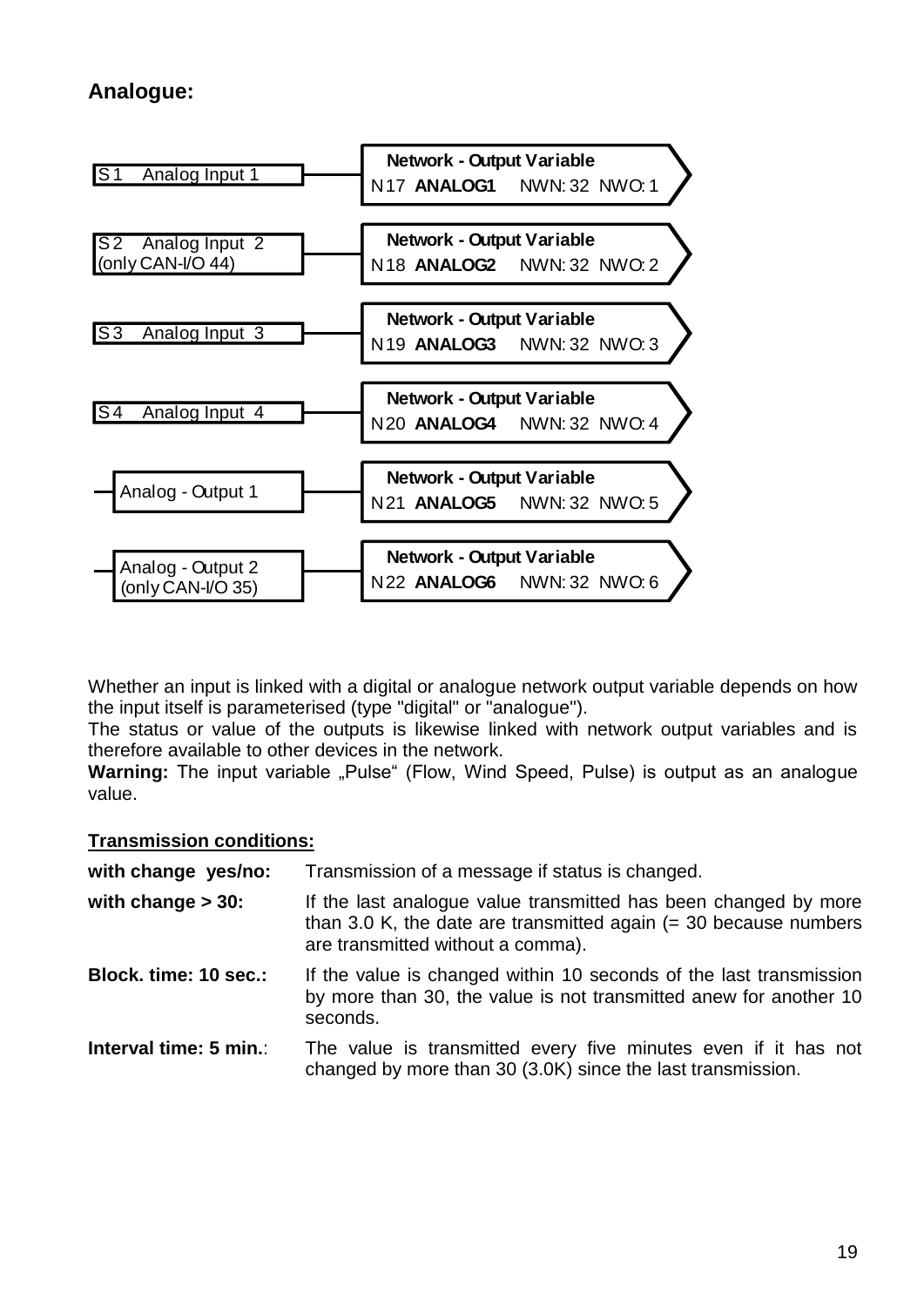## Analogue:

| Input/Output | Network - Output Variable |
|---|---|
| S1 Analog Input 1 | N17 **ANALOG1** NWN: 32 NWO: 1 |
| S2 Analog Input 2 (only CAN-I/O 44) | N18 **ANALOG2** NWN: 32 NWO: 2 |
| S3 Analog Input 3 | N19 **ANALOG3** NWN: 32 NWO: 3 |
| S4 Analog Input 4 | N20 **ANALOG4** NWN: 32 NWO: 4 |
| Analog - Output 1 | N21 **ANALOG5** NWN: 32 NWO: 5 |
| Analog - Output 2 (only CAN-I/O 35) | N22 **ANALOG6** NWN: 32 NWO: 6 |

Whether an input is linked with a digital or analogue network output variable depends on how the input itself is parameterised (type "digital" or "analogue").
The status or value of the outputs is likewise linked with network output variables and is therefore available to other devices in the network.
**Warning:** The input variable „Pulse" (Flow, Wind Speed, Pulse) is output as an analogue value.

**Transmission conditions:**

**with change yes/no:** Transmission of a message if status is changed.

**with change > 30:** If the last analogue value transmitted has been changed by more than 3.0 K, the date are transmitted again (= 30 because numbers are transmitted without a comma).

**Block. time: 10 sec.:** If the value is changed within 10 seconds of the last transmission by more than 30, the value is not transmitted anew for another 10 seconds.

**Interval time: 5 min.**: The value is transmitted every five minutes even if it has not changed by more than 30 (3.0K) since the last transmission.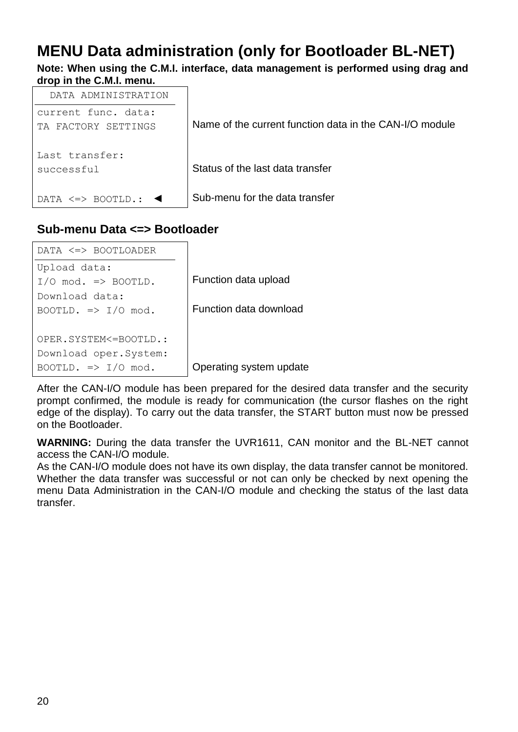# MENU Data administration (only for Bootloader BL-NET)

**Note: When using the C.M.I. interface, data management is performed using drag and drop in the C.M.I. menu.**

| DATA ADMINISTRATION | |
|---|---|
| current func. data:<br>TA FACTORY SETTINGS | Name of the current function data in the CAN-I/O module |
| Last transfer:<br>successful | Status of the last data transfer |
| DATA <=> BOOTLD.: ◄ | Sub-menu for the data transfer |

## Sub-menu Data <=> Bootloader

| DATA <=> BOOTLOADER | |
|---|---|
| Upload data:<br>I/O mod. => BOOTLD. | Function data upload |
| Download data:<br>BOOTLD. => I/O mod. | Function data download |
| OPER.SYSTEM<=BOOTLD.:<br>Download oper.System:<br>BOOTLD. => I/O mod. | Operating system update |

After the CAN-I/O module has been prepared for the desired data transfer and the security prompt confirmed, the module is ready for communication (the cursor flashes on the right edge of the display). To carry out the data transfer, the START button must now be pressed on the Bootloader.

**WARNING:** During the data transfer the UVR1611, CAN monitor and the BL-NET cannot access the CAN-I/O module.
As the CAN-I/O module does not have its own display, the data transfer cannot be monitored. Whether the data transfer was successful or not can only be checked by next opening the menu Data Administration in the CAN-I/O module and checking the status of the last data transfer.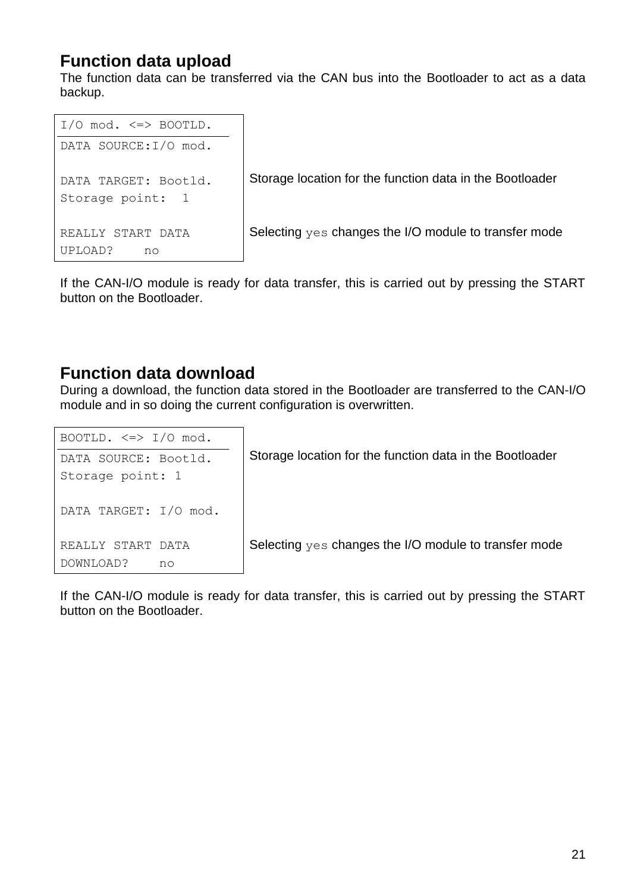## Function data upload

The function data can be transferred via the CAN bus into the Bootloader to act as a data backup.

| Display | Description |
|---|---|
| I/O mod. <=> BOOTLD. | |
| DATA SOURCE:I/O mod. | |
| DATA TARGET: Bootld.<br>Storage point:  1 | Storage location for the function data in the Bootloader |
| REALLY START DATA<br>UPLOAD?    no | Selecting `yes` changes the I/O module to transfer mode |

If the CAN-I/O module is ready for data transfer, this is carried out by pressing the START button on the Bootloader.

## Function data download

During a download, the function data stored in the Bootloader are transferred to the CAN-I/O module and in so doing the current configuration is overwritten.

| Display | Description |
|---|---|
| BOOTLD. <=> I/O mod. | |
| DATA SOURCE: Bootld.<br>Storage point: 1 | Storage location for the function data in the Bootloader |
| DATA TARGET: I/O mod. | |
| REALLY START DATA<br>DOWNLOAD?    no | Selecting `yes` changes the I/O module to transfer mode |

If the CAN-I/O module is ready for data transfer, this is carried out by pressing the START button on the Bootloader.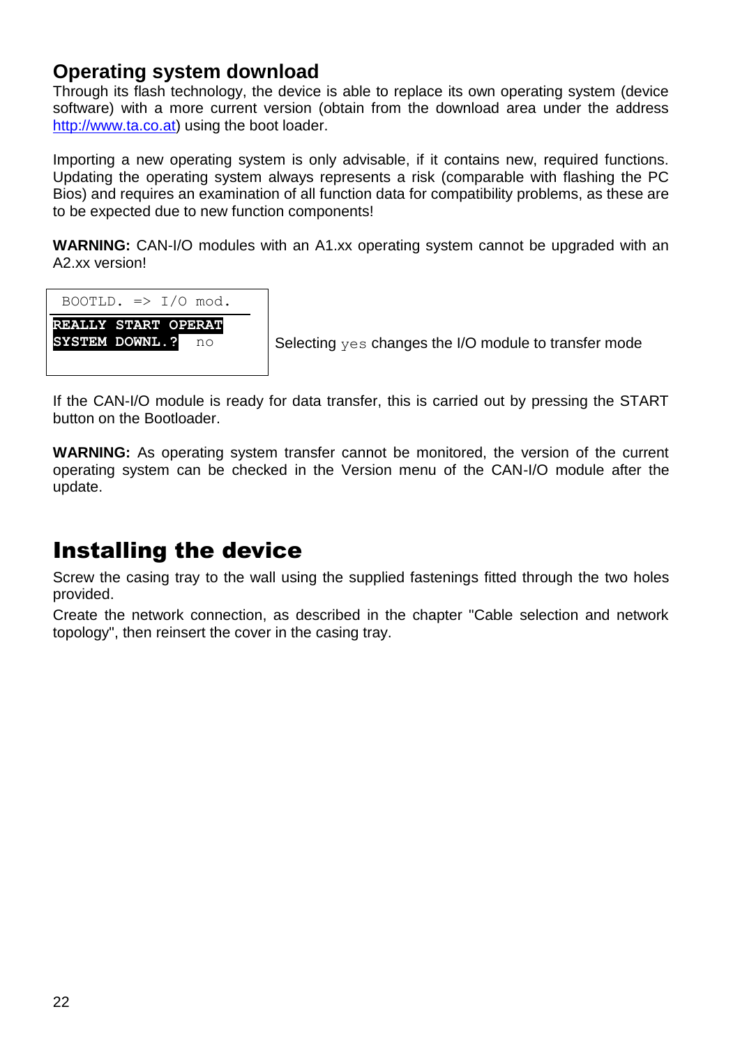## Operating system download

Through its flash technology, the device is able to replace its own operating system (device software) with a more current version (obtain from the download area under the address http://www.ta.co.at) using the boot loader.

Importing a new operating system is only advisable, if it contains new, required functions. Updating the operating system always represents a risk (comparable with flashing the PC Bios) and requires an examination of all function data for compatibility problems, as these are to be expected due to new function components!

**WARNING:** CAN-I/O modules with an A1.xx operating system cannot be upgraded with an A2.xx version!

```
BOOTLD. => I/O mod.
REALLY START OPERAT
SYSTEM DOWNL.?  no
```

Selecting `yes` changes the I/O module to transfer mode

If the CAN-I/O module is ready for data transfer, this is carried out by pressing the START button on the Bootloader.

**WARNING:** As operating system transfer cannot be monitored, the version of the current operating system can be checked in the Version menu of the CAN-I/O module after the update.

# Installing the device

Screw the casing tray to the wall using the supplied fastenings fitted through the two holes provided.

Create the network connection, as described in the chapter "Cable selection and network topology", then reinsert the cover in the casing tray.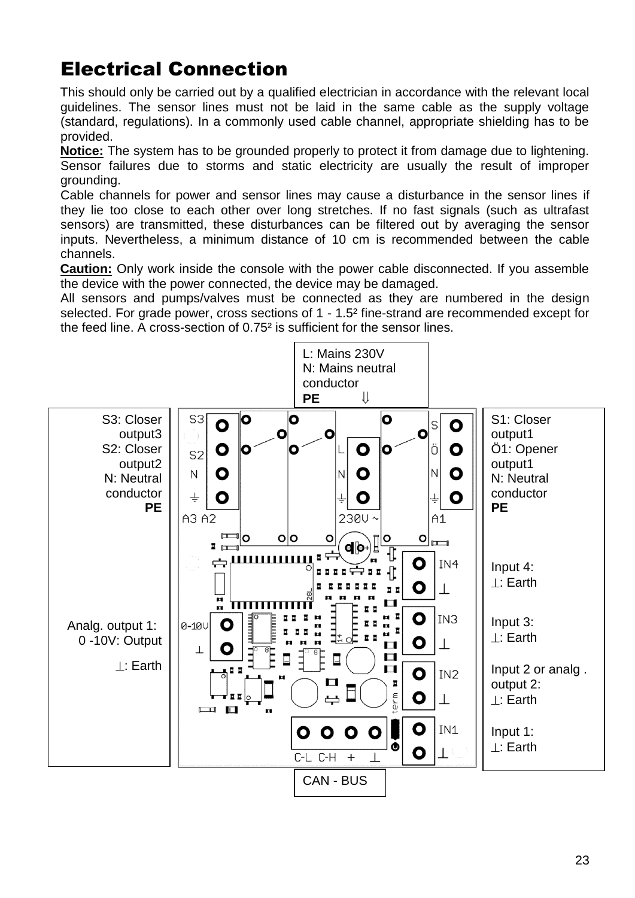# Electrical Connection

This should only be carried out by a qualified electrician in accordance with the relevant local guidelines. The sensor lines must not be laid in the same cable as the supply voltage (standard, regulations). In a commonly used cable channel, appropriate shielding has to be provided.

**Notice:** The system has to be grounded properly to protect it from damage due to lightening. Sensor failures due to storms and static electricity are usually the result of improper grounding.

Cable channels for power and sensor lines may cause a disturbance in the sensor lines if they lie too close to each other over long stretches. If no fast signals (such as ultrafast sensors) are transmitted, these disturbances can be filtered out by averaging the sensor inputs. Nevertheless, a minimum distance of 10 cm is recommended between the cable channels.

**Caution:** Only work inside the console with the power cable disconnected. If you assemble the device with the power connected, the device may be damaged.

All sensors and pumps/valves must be connected as they are numbered in the design selected. For grade power, cross sections of 1 - 1.5² fine-strand are recommended except for the feed line. A cross-section of 0.75² is sufficient for the sensor lines.

L: Mains 230V
N: Mains neutral conductor
**PE** ⇓

S3: Closer output3
S2: Closer output2
N: Neutral conductor
**PE**

Analg. output 1:
0 -10V: Output
⊥: Earth

S1: Closer output1
Ö1: Opener output1
N: Neutral conductor
**PE**

Input 4:
⊥: Earth

Input 3:
⊥: Earth

Input 2 or analg . output 2:
⊥: Earth

Input 1:
⊥: Earth

CAN - BUS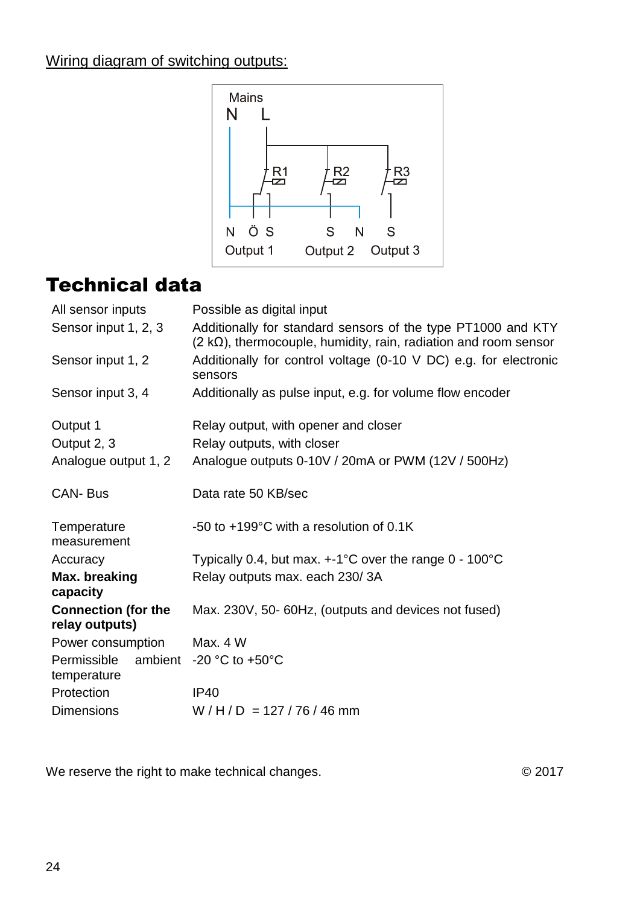Wiring diagram of switching outputs:

Mains
N L

R1 R2 R3

N Ö S S N S
Output 1 Output 2 Output 3

# Technical data

| | |
|---|---|
| All sensor inputs | Possible as digital input |
| Sensor input 1, 2, 3 | Additionally for standard sensors of the type PT1000 and KTY (2 kΩ), thermocouple, humidity, rain, radiation and room sensor |
| Sensor input 1, 2 | Additionally for control voltage (0-10 V DC) e.g. for electronic sensors |
| Sensor input 3, 4 | Additionally as pulse input, e.g. for volume flow encoder |
| Output 1 | Relay output, with opener and closer |
| Output 2, 3 | Relay outputs, with closer |
| Analogue output 1, 2 | Analogue outputs 0-10V / 20mA or PWM (12V / 500Hz) |
| CAN- Bus | Data rate 50 KB/sec |
| Temperature measurement | -50 to +199°C with a resolution of 0.1K |
| Accuracy | Typically 0.4, but max. +-1°C over the range 0 - 100°C |
| **Max. breaking capacity** | Relay outputs max. each 230/ 3A |
| **Connection (for the relay outputs)** | Max. 230V, 50- 60Hz, (outputs and devices not fused) |
| Power consumption | Max. 4 W |
| Permissible ambient temperature | -20 °C to +50°C |
| Protection | IP40 |
| Dimensions | W / H / D = 127 / 76 / 46 mm |

We reserve the right to make technical changes. © 2017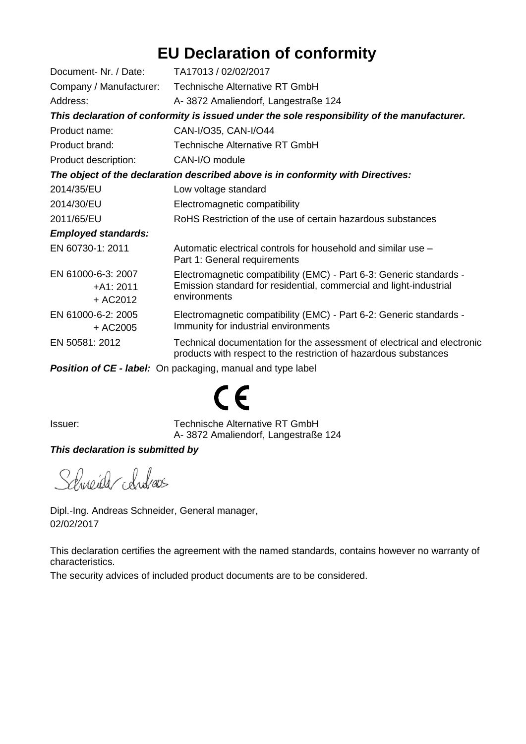# EU Declaration of conformity

| | |
|---|---|
| Document- Nr. / Date: | TA17013 / 02/02/2017 |
| Company / Manufacturer: | Technische Alternative RT GmbH |
| Address: | A- 3872 Amaliendorf, Langestraße 124 |

***This declaration of conformity is issued under the sole responsibility of the manufacturer.***

| | |
|---|---|
| Product name: | CAN-I/O35, CAN-I/O44 |
| Product brand: | Technische Alternative RT GmbH |
| Product description: | CAN-I/O module |

***The object of the declaration described above is in conformity with Directives:***

| | |
|---|---|
| 2014/35/EU | Low voltage standard |
| 2014/30/EU | Electromagnetic compatibility |
| 2011/65/EU | RoHS Restriction of the use of certain hazardous substances |

***Employed standards:***

| | |
|---|---|
| EN 60730-1: 2011 | Automatic electrical controls for household and similar use – Part 1: General requirements |
| EN 61000-6-3: 2007 +A1: 2011 + AC2012 | Electromagnetic compatibility (EMC) - Part 6-3: Generic standards - Emission standard for residential, commercial and light-industrial environments |
| EN 61000-6-2: 2005 + AC2005 | Electromagnetic compatibility (EMC) - Part 6-2: Generic standards - Immunity for industrial environments |
| EN 50581: 2012 | Technical documentation for the assessment of electrical and electronic products with respect to the restriction of hazardous substances |

***Position of CE - label:*** On packaging, manual and type label

CE

Issuer: Technische Alternative RT GmbH
A- 3872 Amaliendorf, Langestraße 124

***This declaration is submitted by***

Schneider Andreas

Dipl.-Ing. Andreas Schneider, General manager,
02/02/2017

This declaration certifies the agreement with the named standards, contains however no warranty of characteristics.

The security advices of included product documents are to be considered.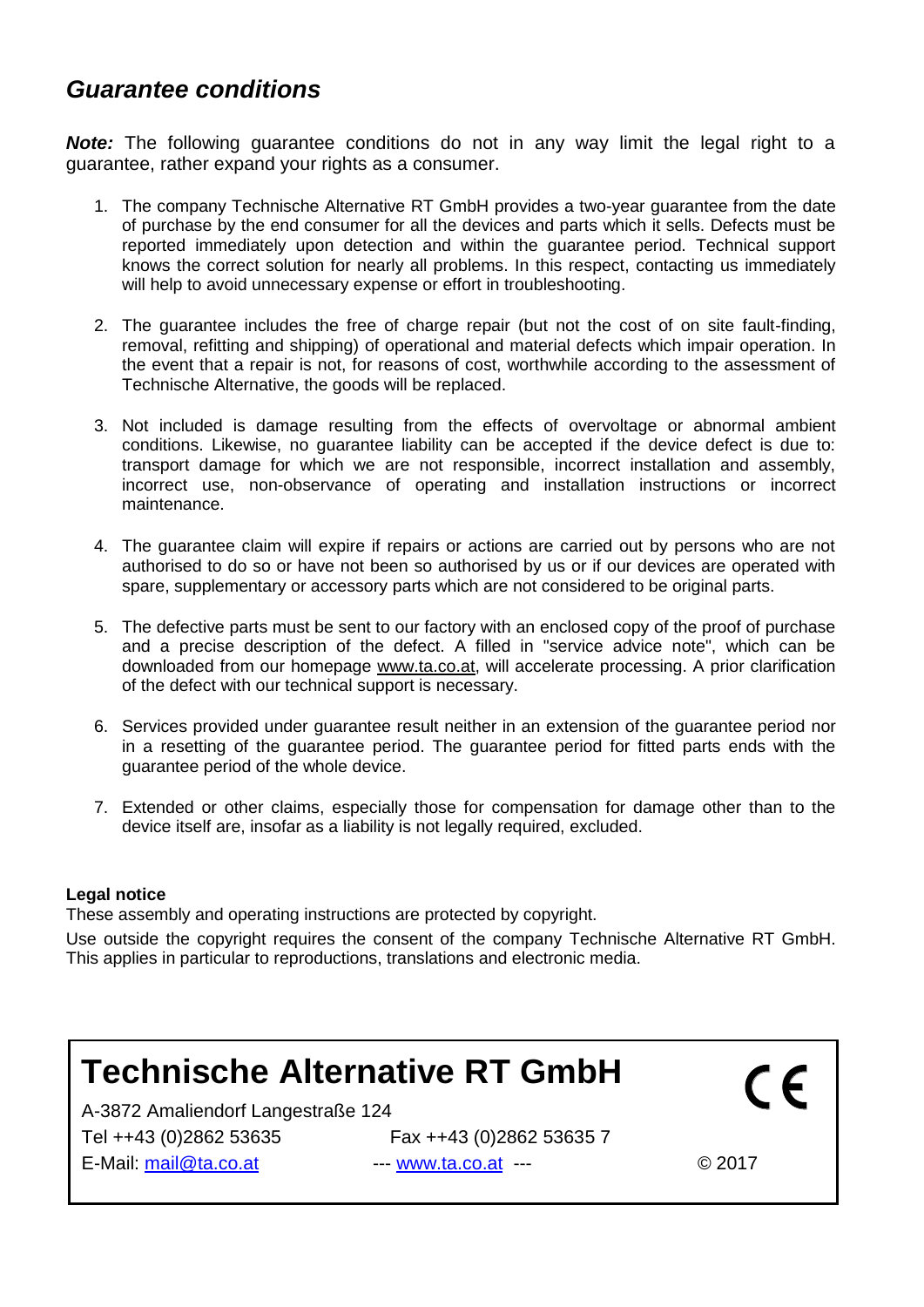## *Guarantee conditions*

***Note:*** The following guarantee conditions do not in any way limit the legal right to a guarantee, rather expand your rights as a consumer.

1. The company Technische Alternative RT GmbH provides a two-year guarantee from the date of purchase by the end consumer for all the devices and parts which it sells. Defects must be reported immediately upon detection and within the guarantee period. Technical support knows the correct solution for nearly all problems. In this respect, contacting us immediately will help to avoid unnecessary expense or effort in troubleshooting.

2. The guarantee includes the free of charge repair (but not the cost of on site fault-finding, removal, refitting and shipping) of operational and material defects which impair operation. In the event that a repair is not, for reasons of cost, worthwhile according to the assessment of Technische Alternative, the goods will be replaced.

3. Not included is damage resulting from the effects of overvoltage or abnormal ambient conditions. Likewise, no guarantee liability can be accepted if the device defect is due to: transport damage for which we are not responsible, incorrect installation and assembly, incorrect use, non-observance of operating and installation instructions or incorrect maintenance.

4. The guarantee claim will expire if repairs or actions are carried out by persons who are not authorised to do so or have not been so authorised by us or if our devices are operated with spare, supplementary or accessory parts which are not considered to be original parts.

5. The defective parts must be sent to our factory with an enclosed copy of the proof of purchase and a precise description of the defect. A filled in "service advice note", which can be downloaded from our homepage www.ta.co.at, will accelerate processing. A prior clarification of the defect with our technical support is necessary.

6. Services provided under guarantee result neither in an extension of the guarantee period nor in a resetting of the guarantee period. The guarantee period for fitted parts ends with the guarantee period of the whole device.

7. Extended or other claims, especially those for compensation for damage other than to the device itself are, insofar as a liability is not legally required, excluded.

**Legal notice**

These assembly and operating instructions are protected by copyright.

Use outside the copyright requires the consent of the company Technische Alternative RT GmbH. This applies in particular to reproductions, translations and electronic media.

# Technische Alternative RT GmbH

CE

A-3872 Amaliendorf Langestraße 124

Tel ++43 (0)2862 53635 Fax ++43 (0)2862 53635 7

E-Mail: mail@ta.co.at --- www.ta.co.at --- © 2017